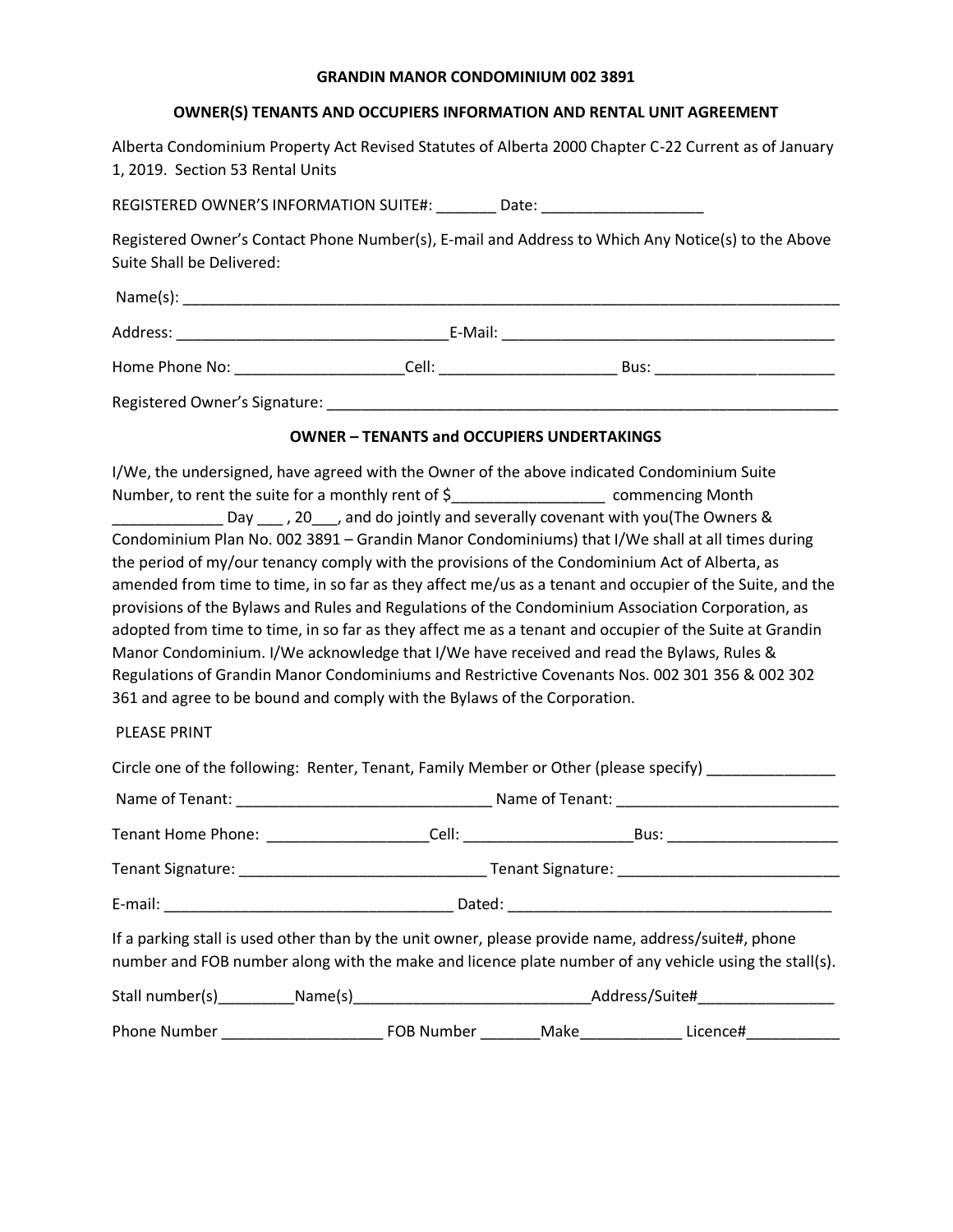**GRANDIN MANOR CONDOMINIUM 002 3891**

**OWNER(S) TENANTS AND OCCUPIERS INFORMATION AND RENTAL UNIT AGREEMENT**

Alberta Condominium Property Act Revised Statutes of Alberta 2000 Chapter C-22 Current as of January 1, 2019. Section 53 Rental Units

REGISTERED OWNER'S INFORMATION SUITE#: _______ Date: ___________________

Registered Owner's Contact Phone Number(s), E-mail and Address to Which Any Notice(s) to the Above Suite Shall be Delivered:

Name(s): ________________________________________________________________________________

Address: ________________________________E-Mail: ________________________________________

Home Phone No: ____________________Cell: _____________________ Bus: _____________________

Registered Owner's Signature: ______________________________________________________________

**OWNER – TENANTS and OCCUPIERS UNDERTAKINGS**

I/We, the undersigned, have agreed with the Owner of the above indicated Condominium Suite Number, to rent the suite for a monthly rent of $_________________ commencing Month _____________ Day ___ , 20___, and do jointly and severally covenant with you(The Owners & Condominium Plan No. 002 3891 – Grandin Manor Condominiums) that I/We shall at all times during the period of my/our tenancy comply with the provisions of the Condominium Act of Alberta, as amended from time to time, in so far as they affect me/us as a tenant and occupier of the Suite, and the provisions of the Bylaws and Rules and Regulations of the Condominium Association Corporation, as adopted from time to time, in so far as they affect me as a tenant and occupier of the Suite at Grandin Manor Condominium. I/We acknowledge that I/We have received and read the Bylaws, Rules & Regulations of Grandin Manor Condominiums and Restrictive Covenants Nos. 002 301 356 & 002 302 361 and agree to be bound and comply with the Bylaws of the Corporation.

PLEASE PRINT

Circle one of the following: Renter, Tenant, Family Member or Other (please specify) _______________

Name of Tenant: ______________________________ Name of Tenant: __________________________

Tenant Home Phone: ___________________Cell: ____________________Bus: ____________________

Tenant Signature: _____________________________ Tenant Signature: __________________________

E-mail: __________________________________ Dated: ______________________________________

If a parking stall is used other than by the unit owner, please provide name, address/suite#, phone number and FOB number along with the make and licence plate number of any vehicle using the stall(s).

Stall number(s)_________Name(s)____________________________Address/Suite#________________

Phone Number ___________________ FOB Number _______Make____________ Licence#___________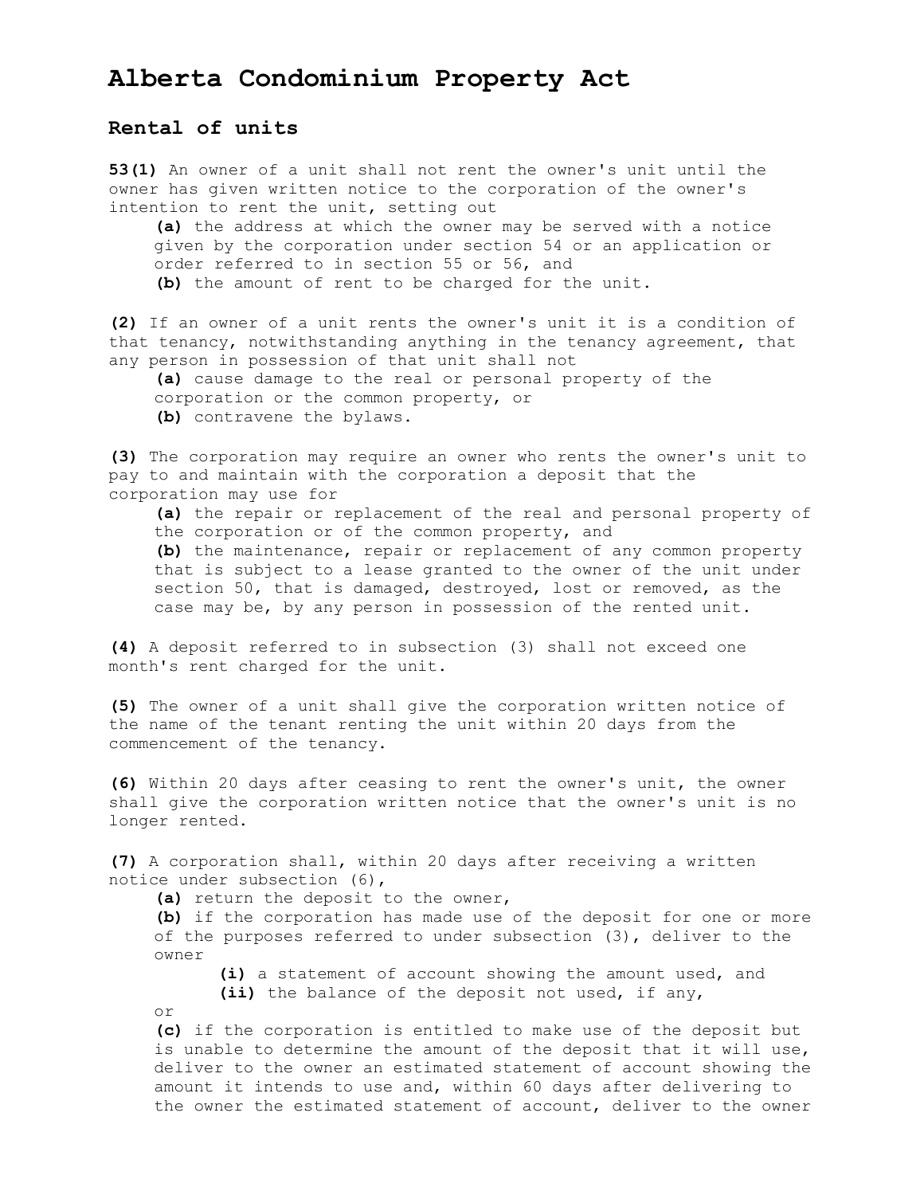# Alberta Condominium Property Act

## Rental of units

**53(1)** An owner of a unit shall not rent the owner's unit until the owner has given written notice to the corporation of the owner's intention to rent the unit, setting out

- **(a)** the address at which the owner may be served with a notice given by the corporation under section 54 or an application or order referred to in section 55 or 56, and
- **(b)** the amount of rent to be charged for the unit.

**(2)** If an owner of a unit rents the owner's unit it is a condition of that tenancy, notwithstanding anything in the tenancy agreement, that any person in possession of that unit shall not

- **(a)** cause damage to the real or personal property of the corporation or the common property, or
- **(b)** contravene the bylaws.

**(3)** The corporation may require an owner who rents the owner's unit to pay to and maintain with the corporation a deposit that the corporation may use for

- **(a)** the repair or replacement of the real and personal property of the corporation or of the common property, and
- **(b)** the maintenance, repair or replacement of any common property that is subject to a lease granted to the owner of the unit under section 50, that is damaged, destroyed, lost or removed, as the case may be, by any person in possession of the rented unit.

**(4)** A deposit referred to in subsection (3) shall not exceed one month's rent charged for the unit.

**(5)** The owner of a unit shall give the corporation written notice of the name of the tenant renting the unit within 20 days from the commencement of the tenancy.

**(6)** Within 20 days after ceasing to rent the owner's unit, the owner shall give the corporation written notice that the owner's unit is no longer rented.

**(7)** A corporation shall, within 20 days after receiving a written notice under subsection (6),

- **(a)** return the deposit to the owner,
- **(b)** if the corporation has made use of the deposit for one or more of the purposes referred to under subsection (3), deliver to the owner
  - **(i)** a statement of account showing the amount used, and
  - **(ii)** the balance of the deposit not used, if any,

  or
- **(c)** if the corporation is entitled to make use of the deposit but is unable to determine the amount of the deposit that it will use, deliver to the owner an estimated statement of account showing the amount it intends to use and, within 60 days after delivering to the owner the estimated statement of account, deliver to the owner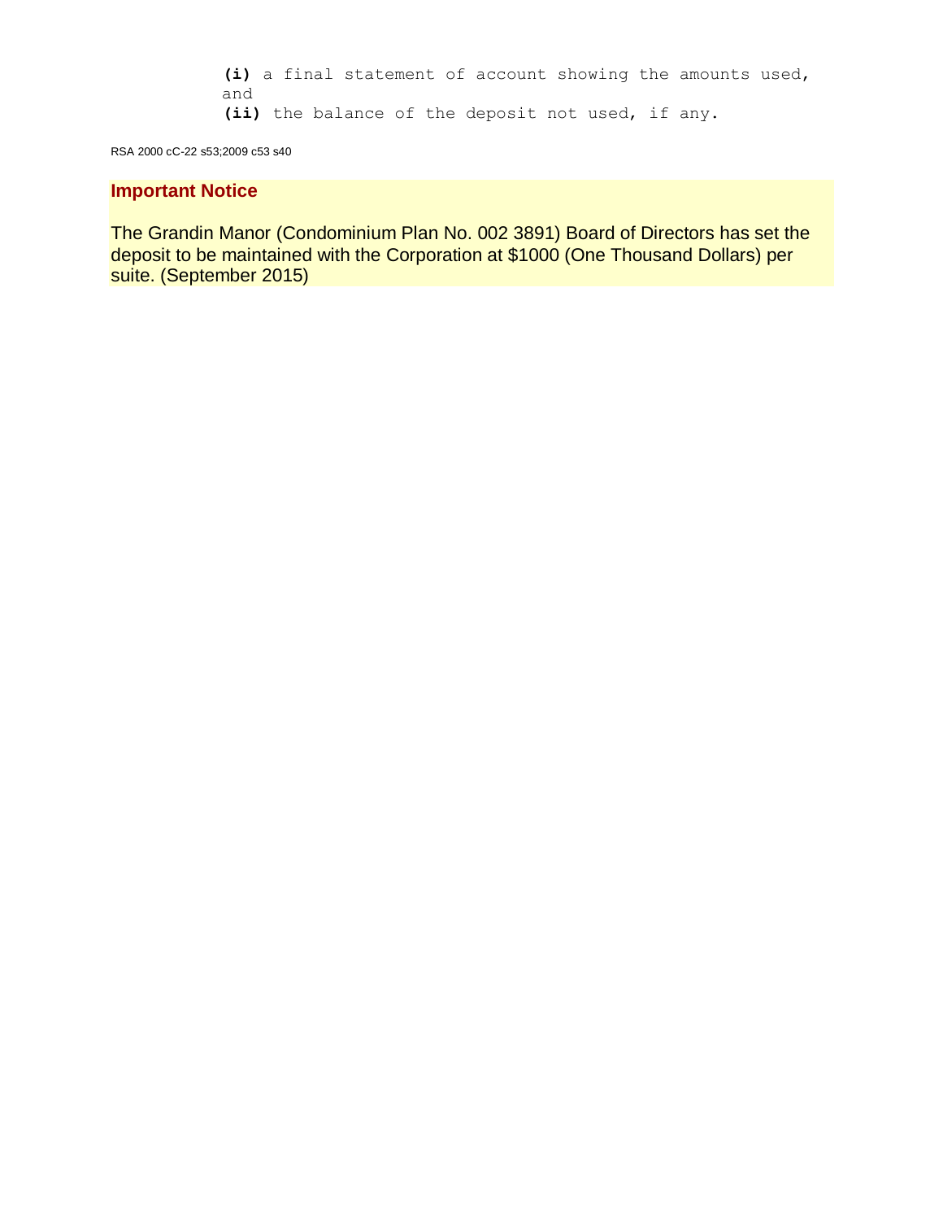**(i)** a final statement of account showing the amounts used, and

**(ii)** the balance of the deposit not used, if any.

RSA 2000 cC-22 s53;2009 c53 s40

### Important Notice

The Grandin Manor (Condominium Plan No. 002 3891) Board of Directors has set the deposit to be maintained with the Corporation at $1000 (One Thousand Dollars) per suite. (September 2015)